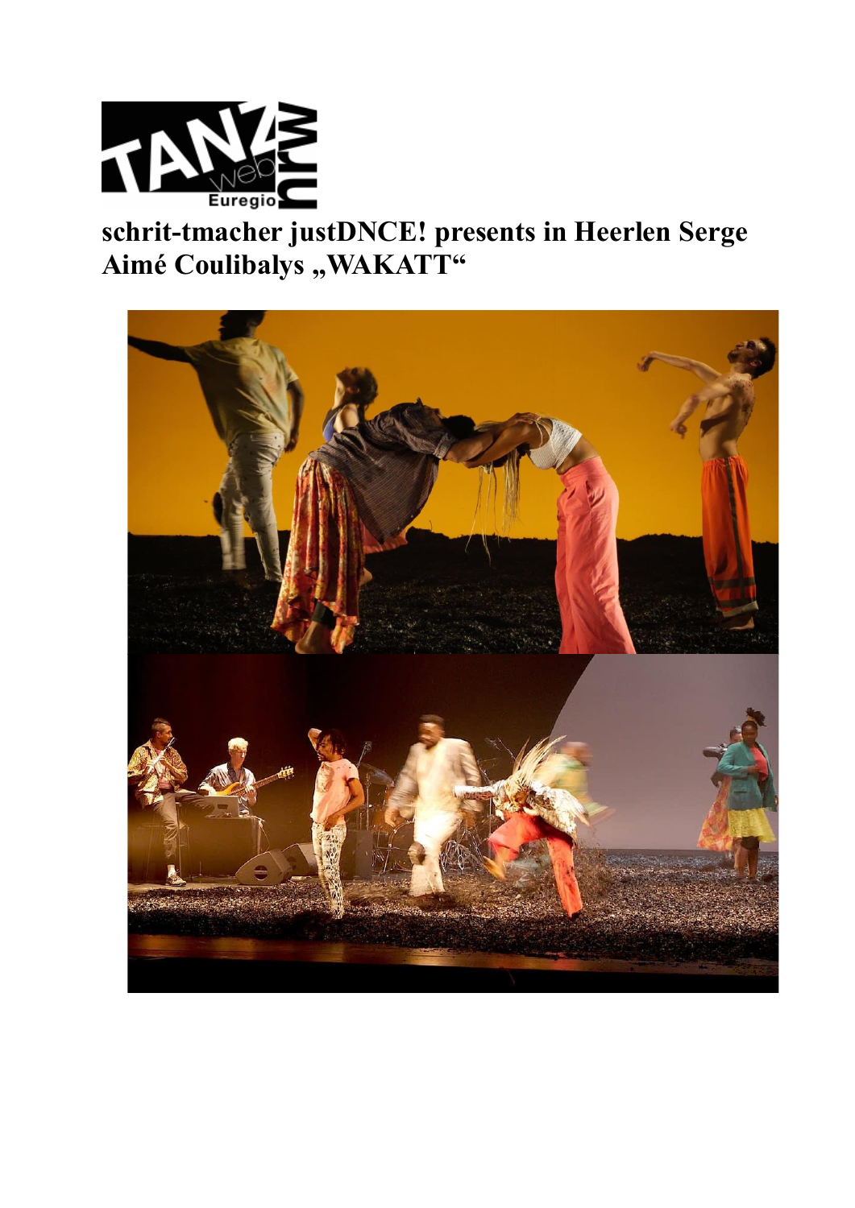# schrit-tmacher justDNCE! presents in Heerlen Serge Aimé Coulibalys „WAKATT“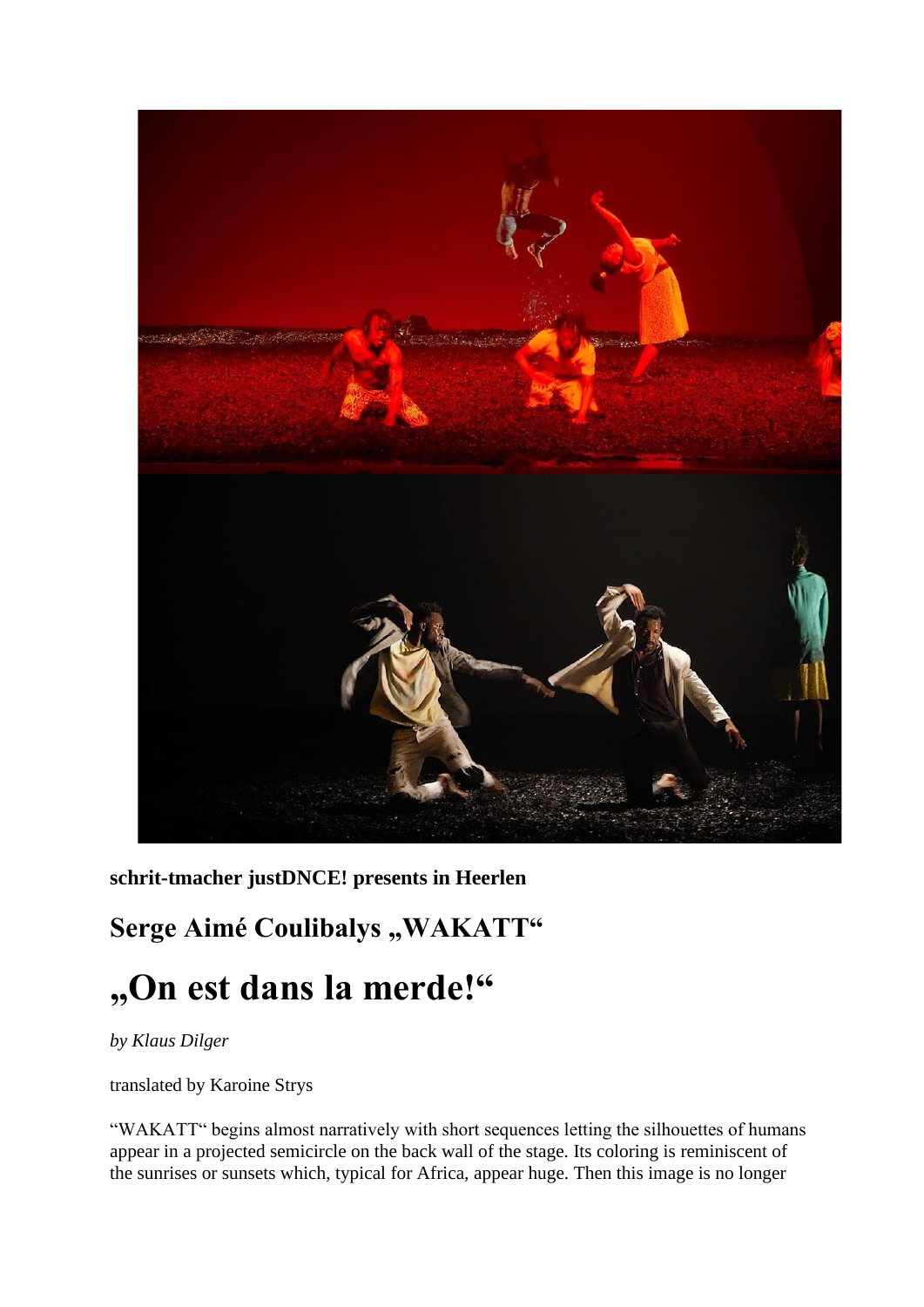**schrit-tmacher justDNCE! presents in Heerlen**

## Serge Aimé Coulibalys „WAKATT"

# „On est dans la merde!"

*by Klaus Dilger*

translated by Karoine Strys

"WAKATT" begins almost narratively with short sequences letting the silhouettes of humans appear in a projected semicircle on the back wall of the stage. Its coloring is reminiscent of the sunrises or sunsets which, typical for Africa, appear huge. Then this image is no longer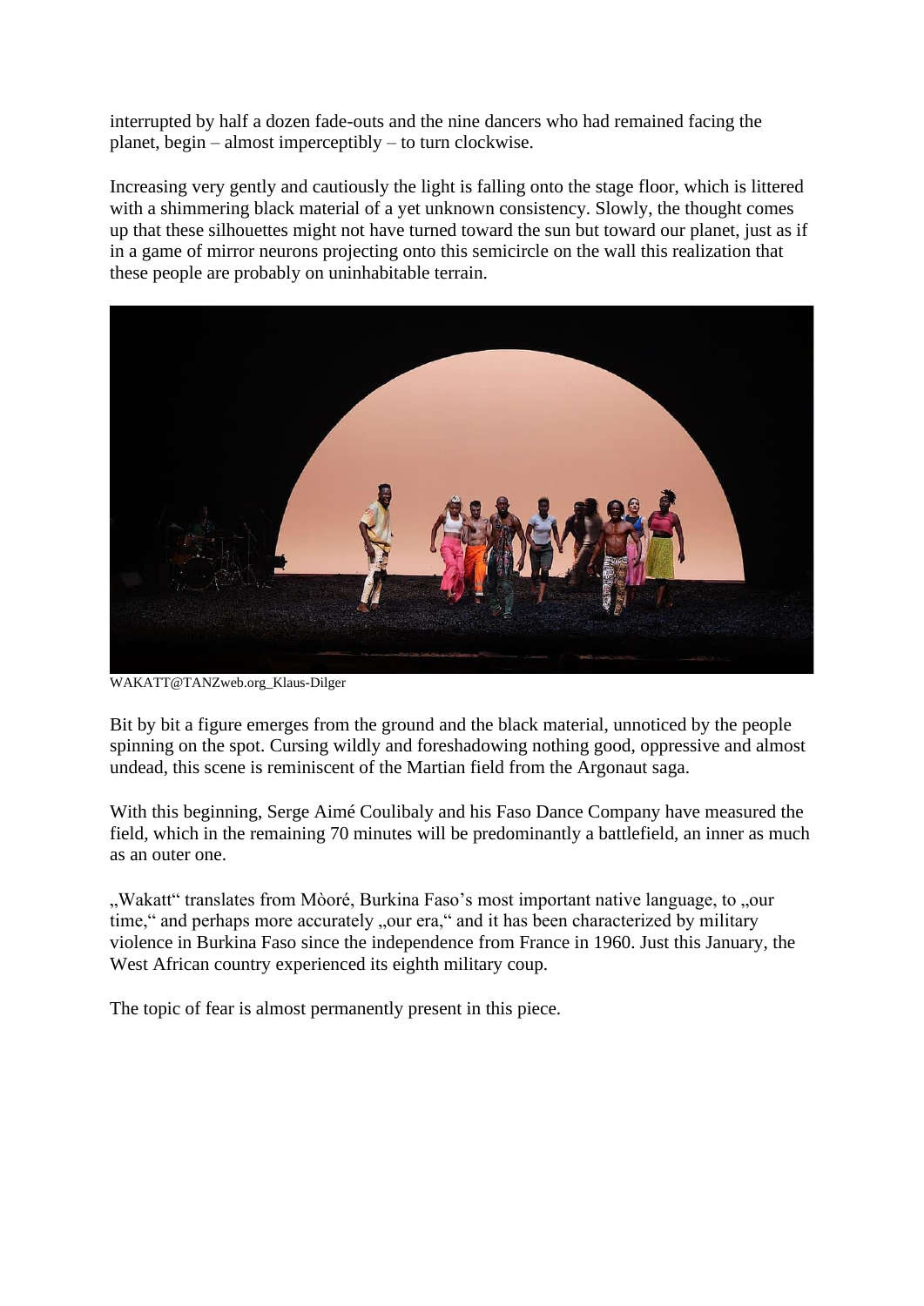interrupted by half a dozen fade-outs and the nine dancers who had remained facing the planet, begin – almost imperceptibly – to turn clockwise.

Increasing very gently and cautiously the light is falling onto the stage floor, which is littered with a shimmering black material of a yet unknown consistency. Slowly, the thought comes up that these silhouettes might not have turned toward the sun but toward our planet, just as if in a game of mirror neurons projecting onto this semicircle on the wall this realization that these people are probably on uninhabitable terrain.

WAKATT@TANZweb.org_Klaus-Dilger

Bit by bit a figure emerges from the ground and the black material, unnoticed by the people spinning on the spot. Cursing wildly and foreshadowing nothing good, oppressive and almost undead, this scene is reminiscent of the Martian field from the Argonaut saga.

With this beginning, Serge Aimé Coulibaly and his Faso Dance Company have measured the field, which in the remaining 70 minutes will be predominantly a battlefield, an inner as much as an outer one.

„Wakatt" translates from Mòoré, Burkina Faso's most important native language, to „our time," and perhaps more accurately „our era," and it has been characterized by military violence in Burkina Faso since the independence from France in 1960. Just this January, the West African country experienced its eighth military coup.

The topic of fear is almost permanently present in this piece.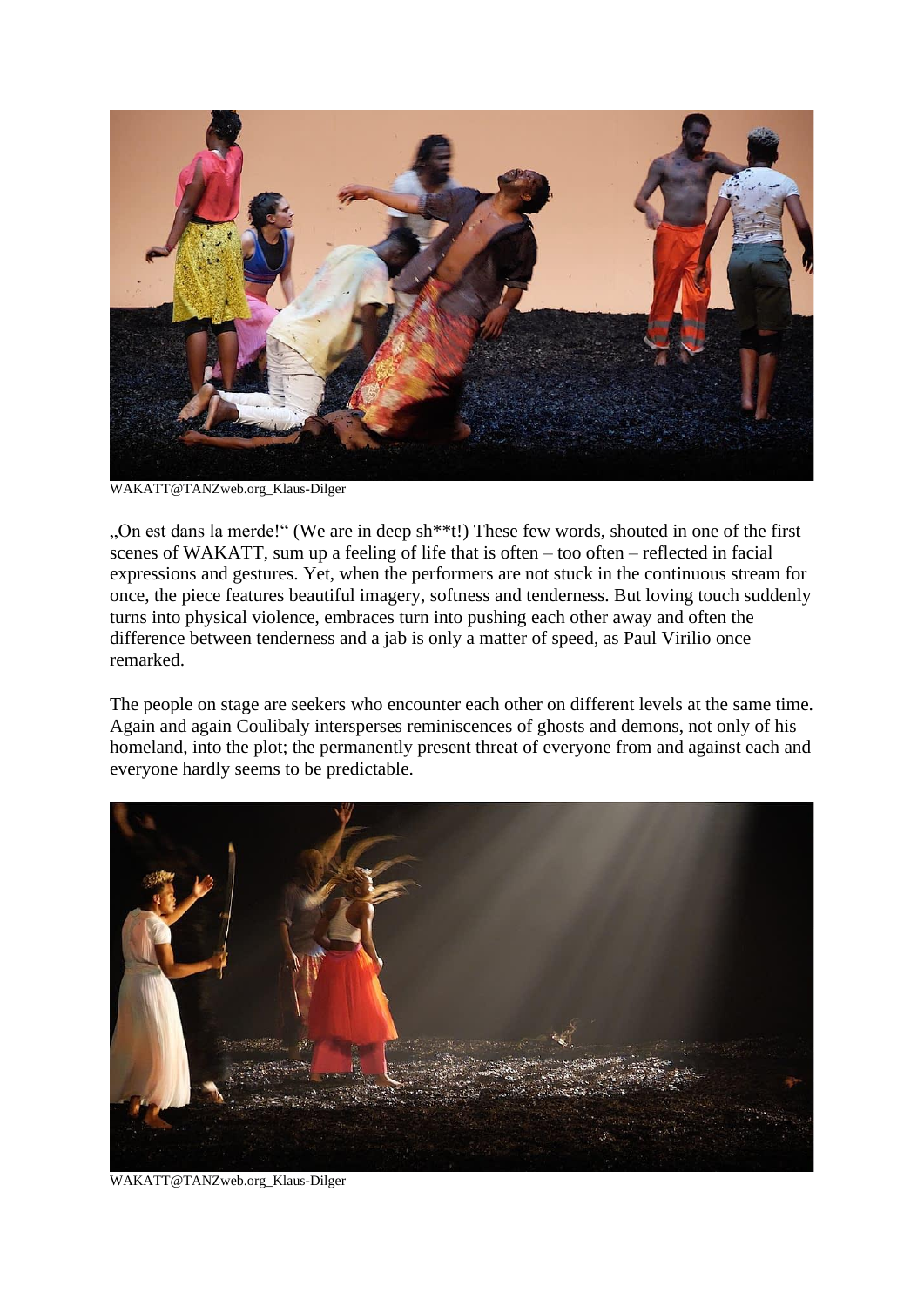WAKATT@TANZweb.org_Klaus-Dilger

„On est dans la merde!" (We are in deep sh**t!) These few words, shouted in one of the first scenes of WAKATT, sum up a feeling of life that is often – too often – reflected in facial expressions and gestures. Yet, when the performers are not stuck in the continuous stream for once, the piece features beautiful imagery, softness and tenderness. But loving touch suddenly turns into physical violence, embraces turn into pushing each other away and often the difference between tenderness and a jab is only a matter of speed, as Paul Virilio once remarked.

The people on stage are seekers who encounter each other on different levels at the same time. Again and again Coulibaly intersperses reminiscences of ghosts and demons, not only of his homeland, into the plot; the permanently present threat of everyone from and against each and everyone hardly seems to be predictable.

WAKATT@TANZweb.org_Klaus-Dilger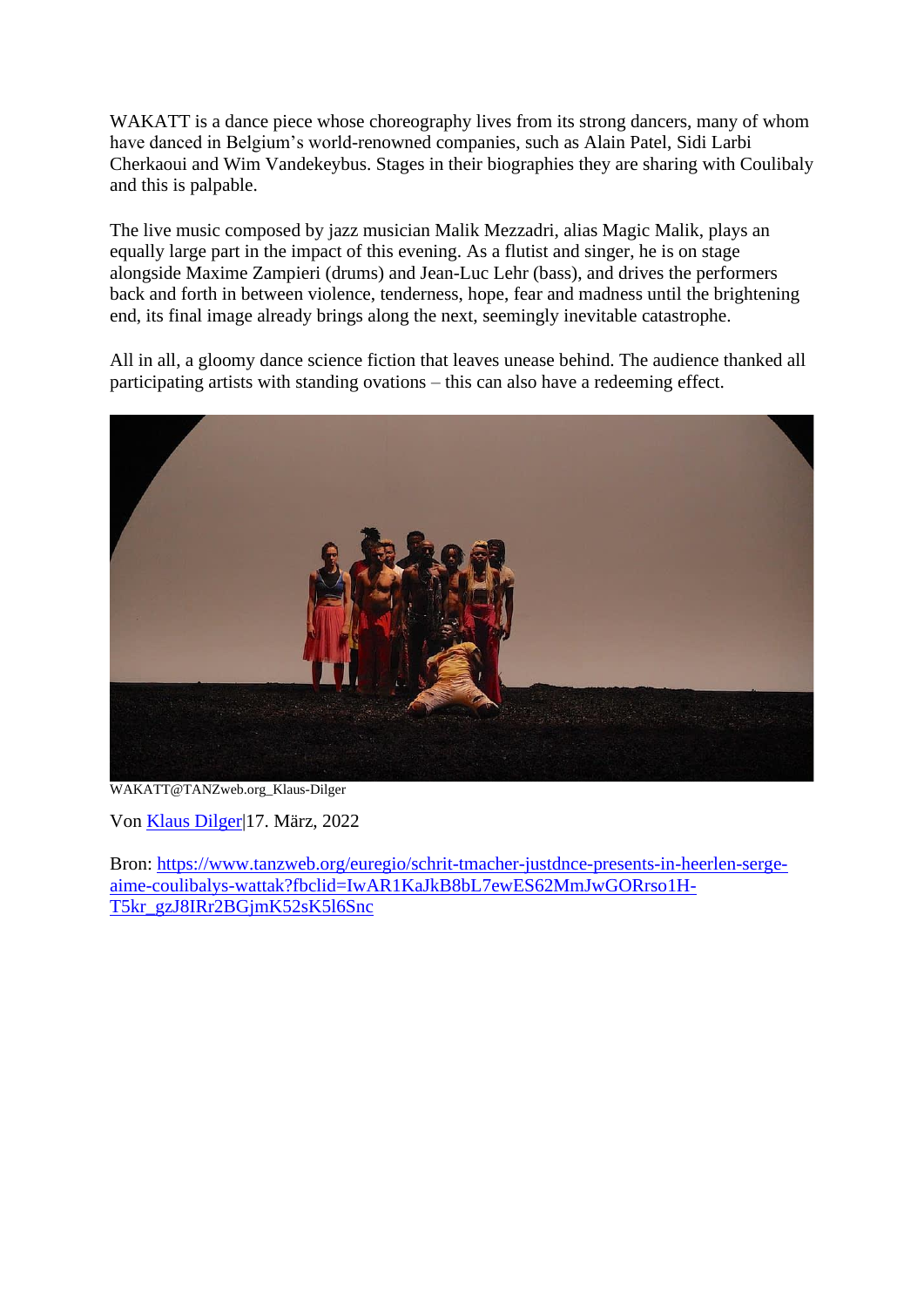WAKATT is a dance piece whose choreography lives from its strong dancers, many of whom have danced in Belgium's world-renowned companies, such as Alain Patel, Sidi Larbi Cherkaoui and Wim Vandekeybus. Stages in their biographies they are sharing with Coulibaly and this is palpable.

The live music composed by jazz musician Malik Mezzadri, alias Magic Malik, plays an equally large part in the impact of this evening. As a flutist and singer, he is on stage alongside Maxime Zampieri (drums) and Jean-Luc Lehr (bass), and drives the performers back and forth in between violence, tenderness, hope, fear and madness until the brightening end, its final image already brings along the next, seemingly inevitable catastrophe.

All in all, a gloomy dance science fiction that leaves unease behind. The audience thanked all participating artists with standing ovations – this can also have a redeeming effect.

WAKATT@TANZweb.org_Klaus-Dilger

Von [Klaus Dilger](#)|17. März, 2022

Bron: [https://www.tanzweb.org/euregio/schrit-tmacher-justdnce-presents-in-heerlen-serge-aime-coulibalys-wattak?fbclid=IwAR1KaJkB8bL7ewES62MmJwGORrso1H-T5kr_gzJ8IRr2BGjmK52sK5l6Snc](https://www.tanzweb.org/euregio/schrit-tmacher-justdnce-presents-in-heerlen-serge-aime-coulibalys-wattak?fbclid=IwAR1KaJkB8bL7ewES62MmJwGORrso1H-T5kr_gzJ8IRr2BGjmK52sK5l6Snc)